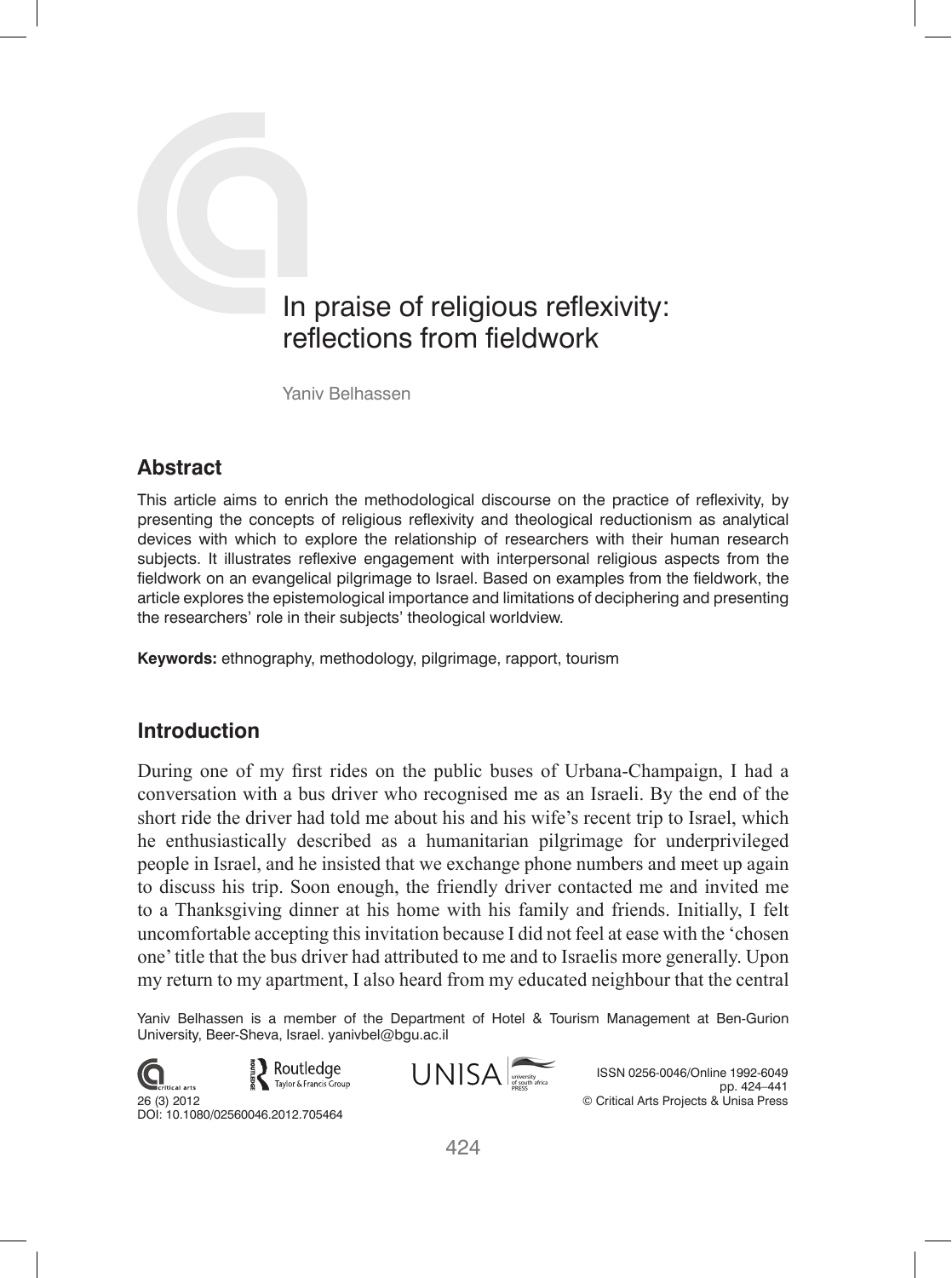# In praise of religious reflexivity: reflections from fieldwork

Yaniv Belhassen

## Abstract

This article aims to enrich the methodological discourse on the practice of reflexivity, by presenting the concepts of religious reflexivity and theological reductionism as analytical devices with which to explore the relationship of researchers with their human research subjects. It illustrates reflexive engagement with interpersonal religious aspects from the fieldwork on an evangelical pilgrimage to Israel. Based on examples from the fieldwork, the article explores the epistemological importance and limitations of deciphering and presenting the researchers' role in their subjects' theological worldview.

**Keywords:** ethnography, methodology, pilgrimage, rapport, tourism

## Introduction

During one of my first rides on the public buses of Urbana-Champaign, I had a conversation with a bus driver who recognised me as an Israeli. By the end of the short ride the driver had told me about his and his wife's recent trip to Israel, which he enthusiastically described as a humanitarian pilgrimage for underprivileged people in Israel, and he insisted that we exchange phone numbers and meet up again to discuss his trip. Soon enough, the friendly driver contacted me and invited me to a Thanksgiving dinner at his home with his family and friends. Initially, I felt uncomfortable accepting this invitation because I did not feel at ease with the 'chosen one' title that the bus driver had attributed to me and to Israelis more generally. Upon my return to my apartment, I also heard from my educated neighbour that the central

Yaniv Belhassen is a member of the Department of Hotel & Tourism Management at Ben-Gurion University, Beer-Sheva, Israel. yanivbel@bgu.ac.il

26 (3) 2012
DOI: 10.1080/02560046.2012.705464

ISSN 0256-0046/Online 1992-6049
pp. 424–441
© Critical Arts Projects & Unisa Press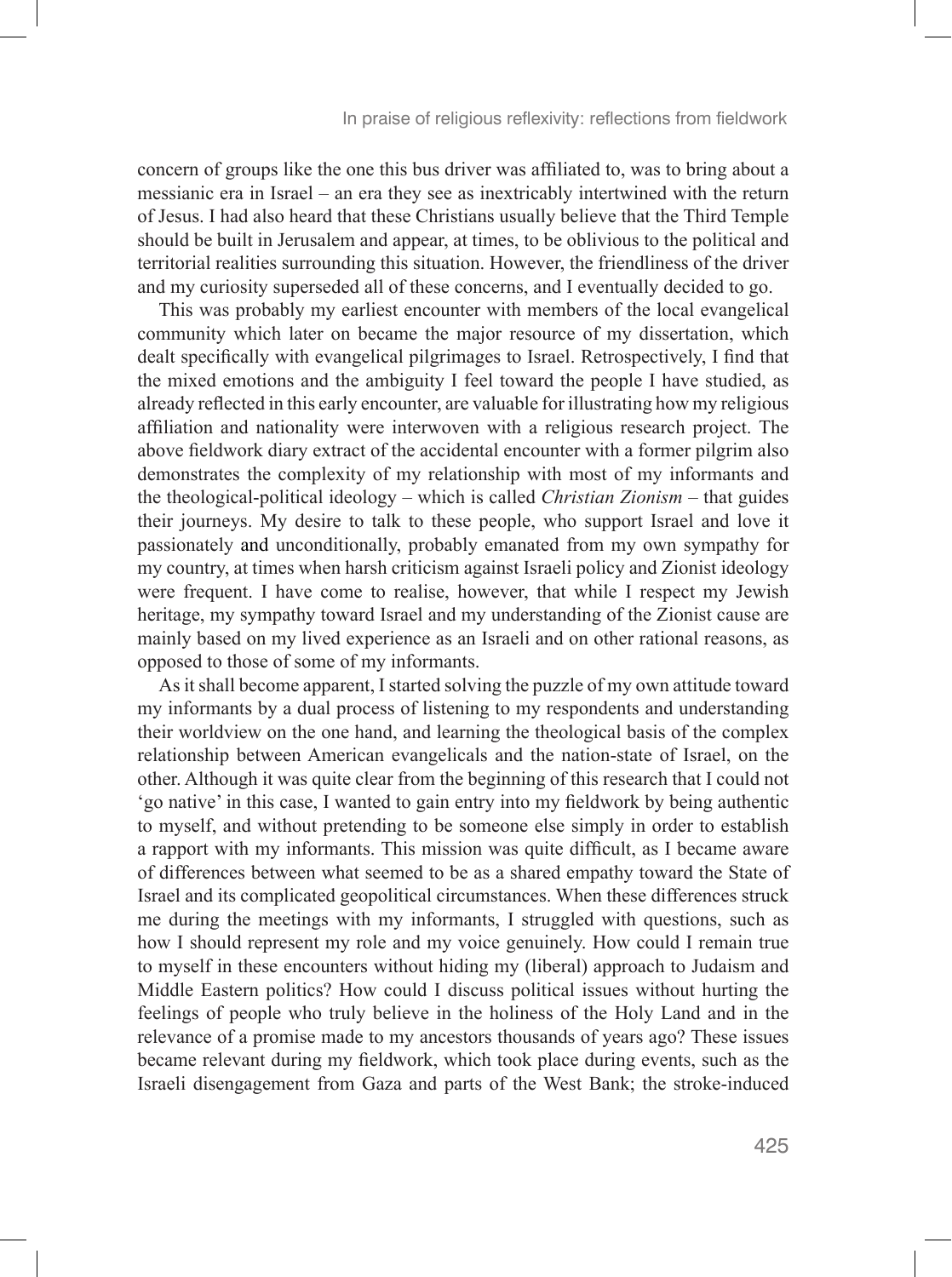concern of groups like the one this bus driver was affiliated to, was to bring about a messianic era in Israel – an era they see as inextricably intertwined with the return of Jesus. I had also heard that these Christians usually believe that the Third Temple should be built in Jerusalem and appear, at times, to be oblivious to the political and territorial realities surrounding this situation. However, the friendliness of the driver and my curiosity superseded all of these concerns, and I eventually decided to go.

This was probably my earliest encounter with members of the local evangelical community which later on became the major resource of my dissertation, which dealt specifically with evangelical pilgrimages to Israel. Retrospectively, I find that the mixed emotions and the ambiguity I feel toward the people I have studied, as already reflected in this early encounter, are valuable for illustrating how my religious affiliation and nationality were interwoven with a religious research project. The above fieldwork diary extract of the accidental encounter with a former pilgrim also demonstrates the complexity of my relationship with most of my informants and the theological-political ideology – which is called *Christian Zionism* – that guides their journeys. My desire to talk to these people, who support Israel and love it passionately and unconditionally, probably emanated from my own sympathy for my country, at times when harsh criticism against Israeli policy and Zionist ideology were frequent. I have come to realise, however, that while I respect my Jewish heritage, my sympathy toward Israel and my understanding of the Zionist cause are mainly based on my lived experience as an Israeli and on other rational reasons, as opposed to those of some of my informants.

As it shall become apparent, I started solving the puzzle of my own attitude toward my informants by a dual process of listening to my respondents and understanding their worldview on the one hand, and learning the theological basis of the complex relationship between American evangelicals and the nation-state of Israel, on the other. Although it was quite clear from the beginning of this research that I could not 'go native' in this case, I wanted to gain entry into my fieldwork by being authentic to myself, and without pretending to be someone else simply in order to establish a rapport with my informants. This mission was quite difficult, as I became aware of differences between what seemed to be as a shared empathy toward the State of Israel and its complicated geopolitical circumstances. When these differences struck me during the meetings with my informants, I struggled with questions, such as how I should represent my role and my voice genuinely. How could I remain true to myself in these encounters without hiding my (liberal) approach to Judaism and Middle Eastern politics? How could I discuss political issues without hurting the feelings of people who truly believe in the holiness of the Holy Land and in the relevance of a promise made to my ancestors thousands of years ago? These issues became relevant during my fieldwork, which took place during events, such as the Israeli disengagement from Gaza and parts of the West Bank; the stroke-induced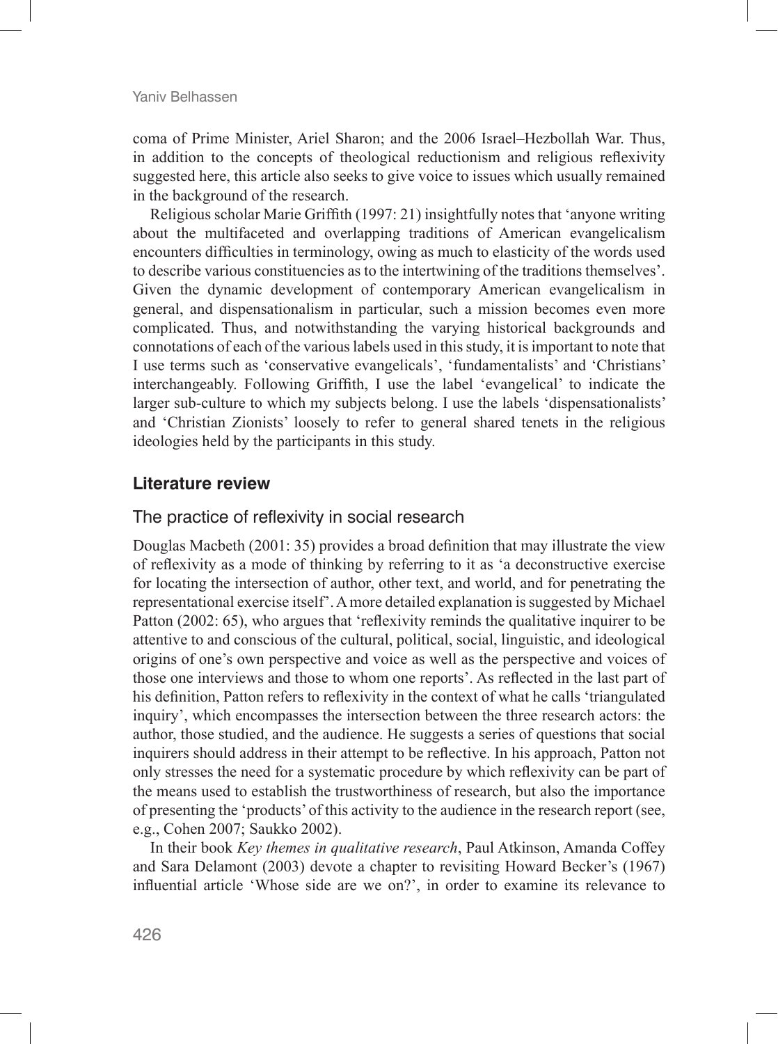coma of Prime Minister, Ariel Sharon; and the 2006 Israel–Hezbollah War. Thus, in addition to the concepts of theological reductionism and religious reflexivity suggested here, this article also seeks to give voice to issues which usually remained in the background of the research.

Religious scholar Marie Griffith (1997: 21) insightfully notes that 'anyone writing about the multifaceted and overlapping traditions of American evangelicalism encounters difficulties in terminology, owing as much to elasticity of the words used to describe various constituencies as to the intertwining of the traditions themselves'. Given the dynamic development of contemporary American evangelicalism in general, and dispensationalism in particular, such a mission becomes even more complicated. Thus, and notwithstanding the varying historical backgrounds and connotations of each of the various labels used in this study, it is important to note that I use terms such as 'conservative evangelicals', 'fundamentalists' and 'Christians' interchangeably. Following Griffith, I use the label 'evangelical' to indicate the larger sub-culture to which my subjects belong. I use the labels 'dispensationalists' and 'Christian Zionists' loosely to refer to general shared tenets in the religious ideologies held by the participants in this study.

## Literature review

### The practice of reflexivity in social research

Douglas Macbeth (2001: 35) provides a broad definition that may illustrate the view of reflexivity as a mode of thinking by referring to it as 'a deconstructive exercise for locating the intersection of author, other text, and world, and for penetrating the representational exercise itself'. A more detailed explanation is suggested by Michael Patton (2002: 65), who argues that 'reflexivity reminds the qualitative inquirer to be attentive to and conscious of the cultural, political, social, linguistic, and ideological origins of one's own perspective and voice as well as the perspective and voices of those one interviews and those to whom one reports'. As reflected in the last part of his definition, Patton refers to reflexivity in the context of what he calls 'triangulated inquiry', which encompasses the intersection between the three research actors: the author, those studied, and the audience. He suggests a series of questions that social inquirers should address in their attempt to be reflective. In his approach, Patton not only stresses the need for a systematic procedure by which reflexivity can be part of the means used to establish the trustworthiness of research, but also the importance of presenting the 'products' of this activity to the audience in the research report (see, e.g., Cohen 2007; Saukko 2002).

In their book *Key themes in qualitative research*, Paul Atkinson, Amanda Coffey and Sara Delamont (2003) devote a chapter to revisiting Howard Becker's (1967) influential article 'Whose side are we on?', in order to examine its relevance to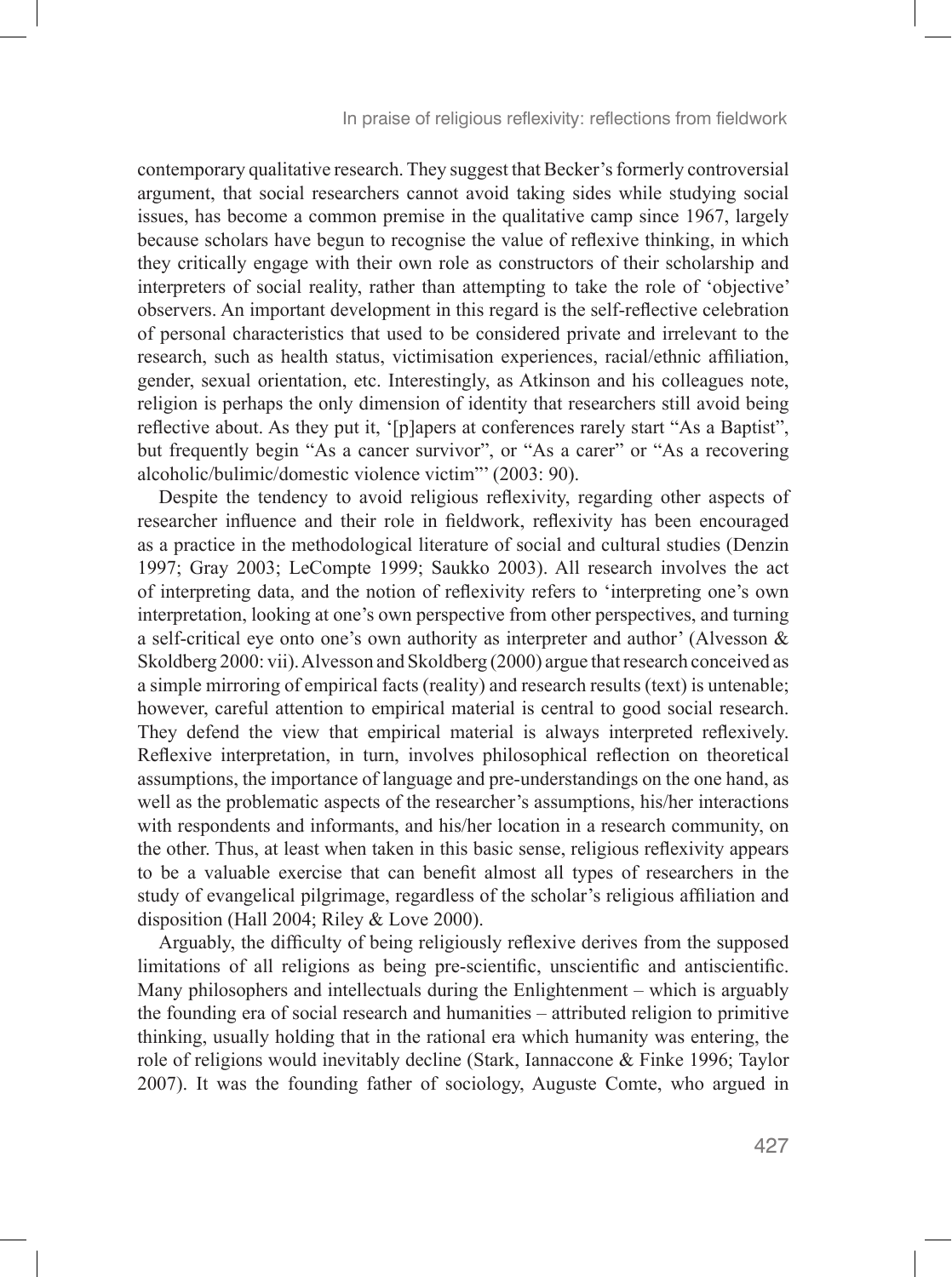contemporary qualitative research. They suggest that Becker's formerly controversial argument, that social researchers cannot avoid taking sides while studying social issues, has become a common premise in the qualitative camp since 1967, largely because scholars have begun to recognise the value of reflexive thinking, in which they critically engage with their own role as constructors of their scholarship and interpreters of social reality, rather than attempting to take the role of 'objective' observers. An important development in this regard is the self-reflective celebration of personal characteristics that used to be considered private and irrelevant to the research, such as health status, victimisation experiences, racial/ethnic affiliation, gender, sexual orientation, etc. Interestingly, as Atkinson and his colleagues note, religion is perhaps the only dimension of identity that researchers still avoid being reflective about. As they put it, '[p]apers at conferences rarely start "As a Baptist", but frequently begin "As a cancer survivor", or "As a carer" or "As a recovering alcoholic/bulimic/domestic violence victim"' (2003: 90).

Despite the tendency to avoid religious reflexivity, regarding other aspects of researcher influence and their role in fieldwork, reflexivity has been encouraged as a practice in the methodological literature of social and cultural studies (Denzin 1997; Gray 2003; LeCompte 1999; Saukko 2003). All research involves the act of interpreting data, and the notion of reflexivity refers to 'interpreting one's own interpretation, looking at one's own perspective from other perspectives, and turning a self-critical eye onto one's own authority as interpreter and author' (Alvesson & Skoldberg 2000: vii). Alvesson and Skoldberg (2000) argue that research conceived as a simple mirroring of empirical facts (reality) and research results (text) is untenable; however, careful attention to empirical material is central to good social research. They defend the view that empirical material is always interpreted reflexively. Reflexive interpretation, in turn, involves philosophical reflection on theoretical assumptions, the importance of language and pre-understandings on the one hand, as well as the problematic aspects of the researcher's assumptions, his/her interactions with respondents and informants, and his/her location in a research community, on the other. Thus, at least when taken in this basic sense, religious reflexivity appears to be a valuable exercise that can benefit almost all types of researchers in the study of evangelical pilgrimage, regardless of the scholar's religious affiliation and disposition (Hall 2004; Riley & Love 2000).

Arguably, the difficulty of being religiously reflexive derives from the supposed limitations of all religions as being pre-scientific, unscientific and antiscientific. Many philosophers and intellectuals during the Enlightenment – which is arguably the founding era of social research and humanities – attributed religion to primitive thinking, usually holding that in the rational era which humanity was entering, the role of religions would inevitably decline (Stark, Iannaccone & Finke 1996; Taylor 2007). It was the founding father of sociology, Auguste Comte, who argued in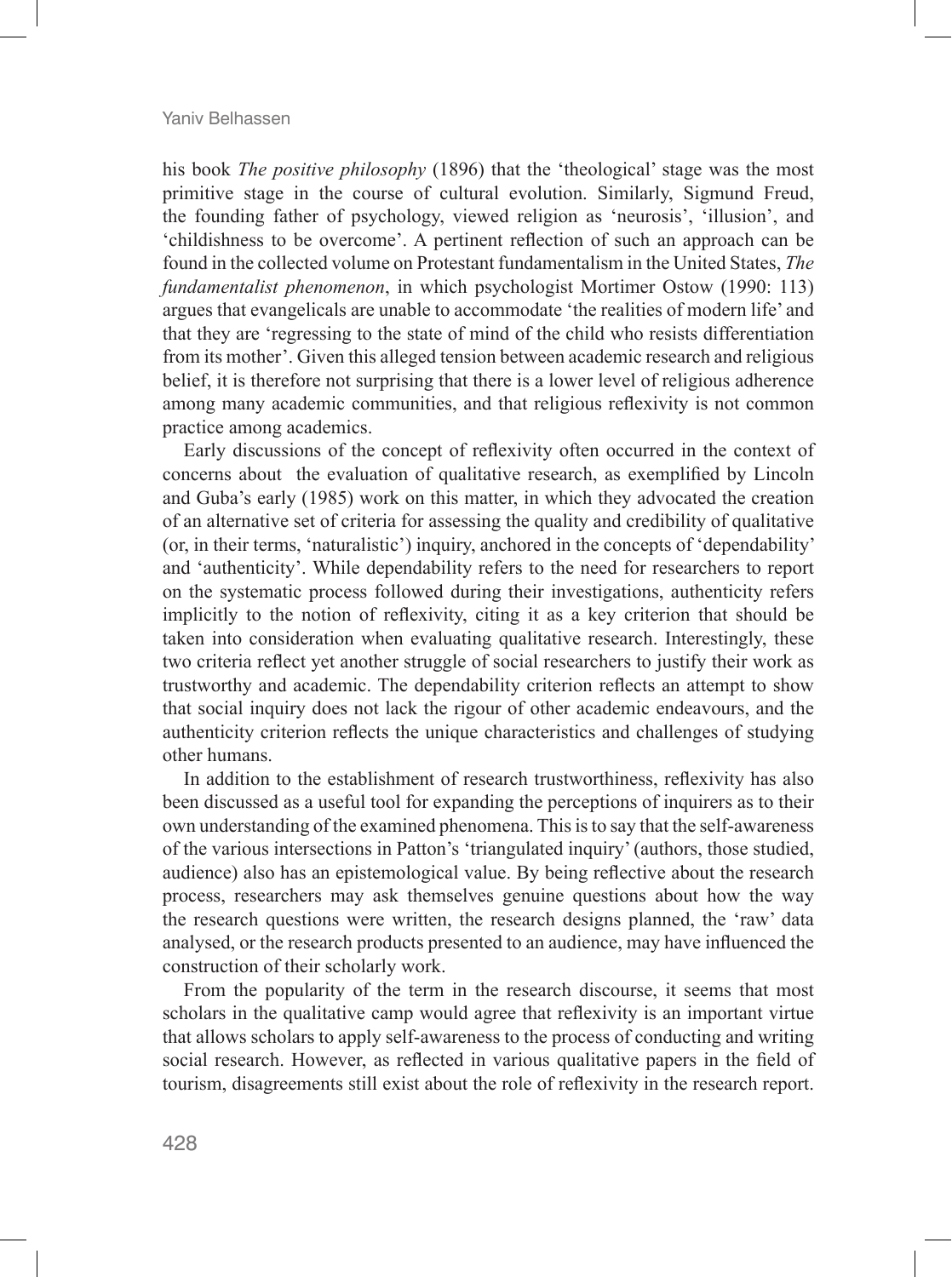his book *The positive philosophy* (1896) that the 'theological' stage was the most primitive stage in the course of cultural evolution. Similarly, Sigmund Freud, the founding father of psychology, viewed religion as 'neurosis', 'illusion', and 'childishness to be overcome'. A pertinent reflection of such an approach can be found in the collected volume on Protestant fundamentalism in the United States, *The fundamentalist phenomenon*, in which psychologist Mortimer Ostow (1990: 113) argues that evangelicals are unable to accommodate 'the realities of modern life' and that they are 'regressing to the state of mind of the child who resists differentiation from its mother'. Given this alleged tension between academic research and religious belief, it is therefore not surprising that there is a lower level of religious adherence among many academic communities, and that religious reflexivity is not common practice among academics.

Early discussions of the concept of reflexivity often occurred in the context of concerns about the evaluation of qualitative research, as exemplified by Lincoln and Guba's early (1985) work on this matter, in which they advocated the creation of an alternative set of criteria for assessing the quality and credibility of qualitative (or, in their terms, 'naturalistic') inquiry, anchored in the concepts of 'dependability' and 'authenticity'. While dependability refers to the need for researchers to report on the systematic process followed during their investigations, authenticity refers implicitly to the notion of reflexivity, citing it as a key criterion that should be taken into consideration when evaluating qualitative research. Interestingly, these two criteria reflect yet another struggle of social researchers to justify their work as trustworthy and academic. The dependability criterion reflects an attempt to show that social inquiry does not lack the rigour of other academic endeavours, and the authenticity criterion reflects the unique characteristics and challenges of studying other humans.

In addition to the establishment of research trustworthiness, reflexivity has also been discussed as a useful tool for expanding the perceptions of inquirers as to their own understanding of the examined phenomena. This is to say that the self-awareness of the various intersections in Patton's 'triangulated inquiry' (authors, those studied, audience) also has an epistemological value. By being reflective about the research process, researchers may ask themselves genuine questions about how the way the research questions were written, the research designs planned, the 'raw' data analysed, or the research products presented to an audience, may have influenced the construction of their scholarly work.

From the popularity of the term in the research discourse, it seems that most scholars in the qualitative camp would agree that reflexivity is an important virtue that allows scholars to apply self-awareness to the process of conducting and writing social research. However, as reflected in various qualitative papers in the field of tourism, disagreements still exist about the role of reflexivity in the research report.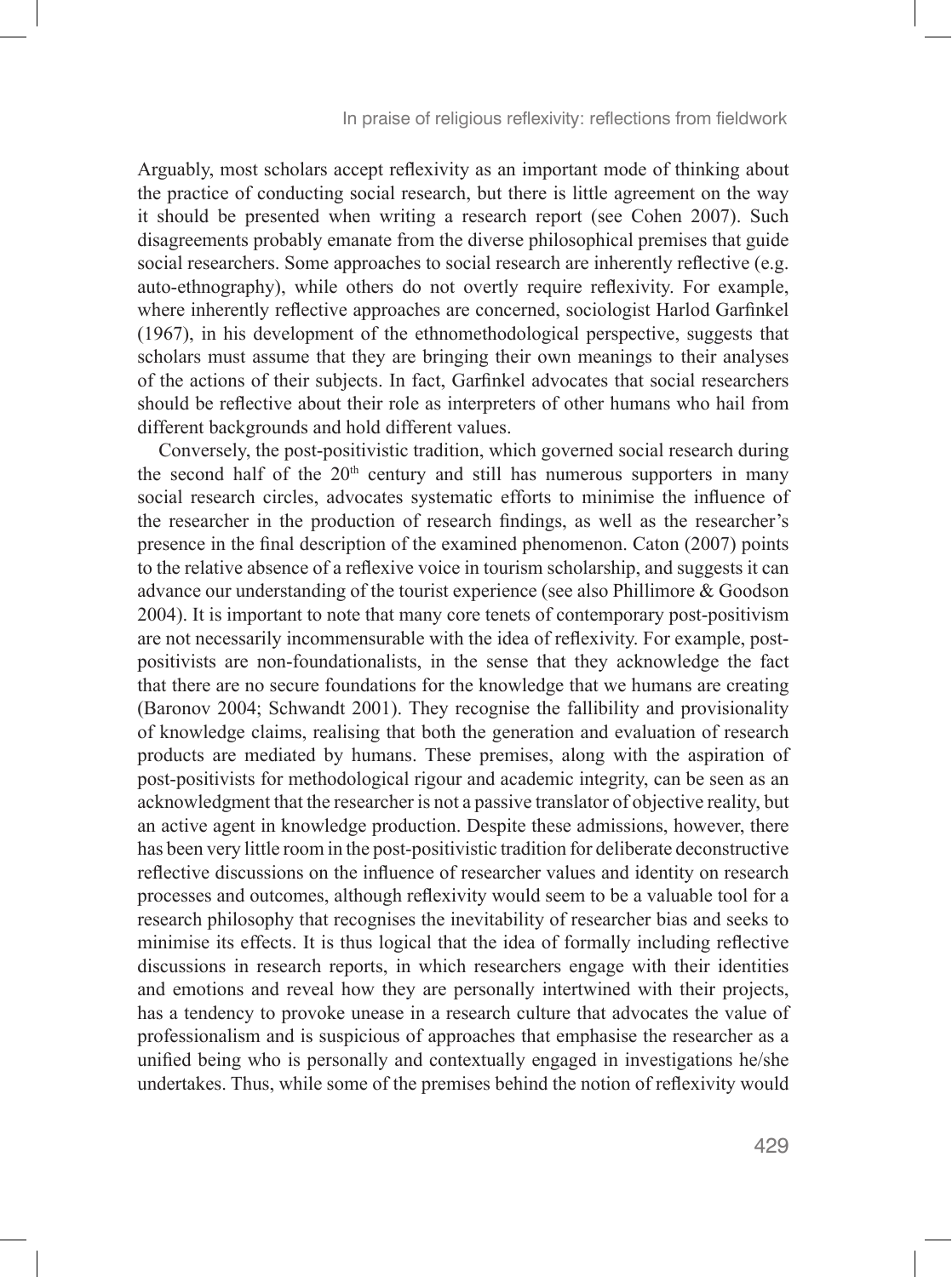Arguably, most scholars accept reflexivity as an important mode of thinking about the practice of conducting social research, but there is little agreement on the way it should be presented when writing a research report (see Cohen 2007). Such disagreements probably emanate from the diverse philosophical premises that guide social researchers. Some approaches to social research are inherently reflective (e.g. auto-ethnography), while others do not overtly require reflexivity. For example, where inherently reflective approaches are concerned, sociologist Harlod Garfinkel (1967), in his development of the ethnomethodological perspective, suggests that scholars must assume that they are bringing their own meanings to their analyses of the actions of their subjects. In fact, Garfinkel advocates that social researchers should be reflective about their role as interpreters of other humans who hail from different backgrounds and hold different values.

Conversely, the post-positivistic tradition, which governed social research during the second half of the 20th century and still has numerous supporters in many social research circles, advocates systematic efforts to minimise the influence of the researcher in the production of research findings, as well as the researcher's presence in the final description of the examined phenomenon. Caton (2007) points to the relative absence of a reflexive voice in tourism scholarship, and suggests it can advance our understanding of the tourist experience (see also Phillimore & Goodson 2004). It is important to note that many core tenets of contemporary post-positivism are not necessarily incommensurable with the idea of reflexivity. For example, post-positivists are non-foundationalists, in the sense that they acknowledge the fact that there are no secure foundations for the knowledge that we humans are creating (Baronov 2004; Schwandt 2001). They recognise the fallibility and provisionality of knowledge claims, realising that both the generation and evaluation of research products are mediated by humans. These premises, along with the aspiration of post-positivists for methodological rigour and academic integrity, can be seen as an acknowledgment that the researcher is not a passive translator of objective reality, but an active agent in knowledge production. Despite these admissions, however, there has been very little room in the post-positivistic tradition for deliberate deconstructive reflective discussions on the influence of researcher values and identity on research processes and outcomes, although reflexivity would seem to be a valuable tool for a research philosophy that recognises the inevitability of researcher bias and seeks to minimise its effects. It is thus logical that the idea of formally including reflective discussions in research reports, in which researchers engage with their identities and emotions and reveal how they are personally intertwined with their projects, has a tendency to provoke unease in a research culture that advocates the value of professionalism and is suspicious of approaches that emphasise the researcher as a unified being who is personally and contextually engaged in investigations he/she undertakes. Thus, while some of the premises behind the notion of reflexivity would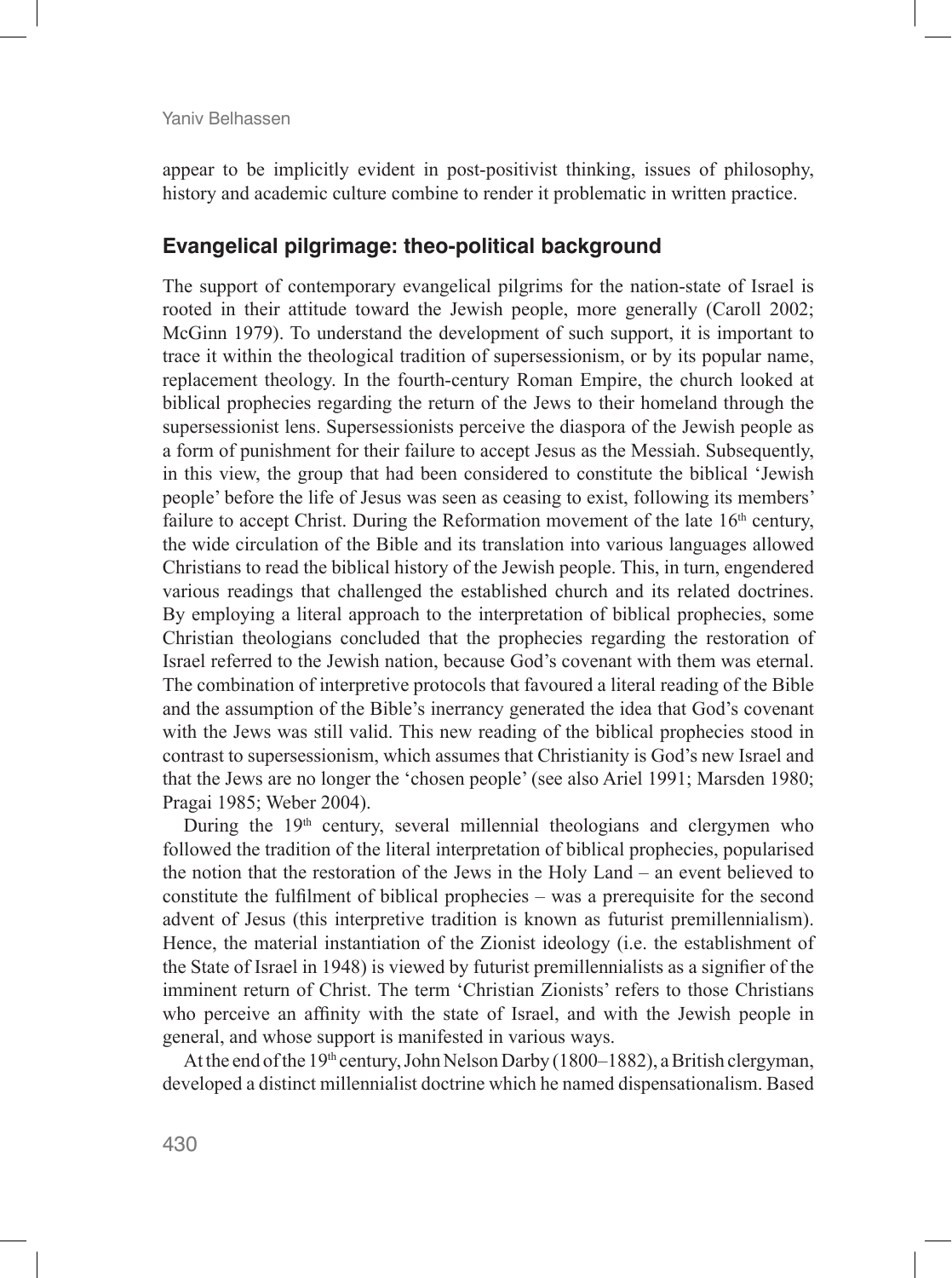appear to be implicitly evident in post-positivist thinking, issues of philosophy, history and academic culture combine to render it problematic in written practice.

## Evangelical pilgrimage: theo-political background

The support of contemporary evangelical pilgrims for the nation-state of Israel is rooted in their attitude toward the Jewish people, more generally (Caroll 2002; McGinn 1979). To understand the development of such support, it is important to trace it within the theological tradition of supersessionism, or by its popular name, replacement theology. In the fourth-century Roman Empire, the church looked at biblical prophecies regarding the return of the Jews to their homeland through the supersessionist lens. Supersessionists perceive the diaspora of the Jewish people as a form of punishment for their failure to accept Jesus as the Messiah. Subsequently, in this view, the group that had been considered to constitute the biblical 'Jewish people' before the life of Jesus was seen as ceasing to exist, following its members' failure to accept Christ. During the Reformation movement of the late 16th century, the wide circulation of the Bible and its translation into various languages allowed Christians to read the biblical history of the Jewish people. This, in turn, engendered various readings that challenged the established church and its related doctrines. By employing a literal approach to the interpretation of biblical prophecies, some Christian theologians concluded that the prophecies regarding the restoration of Israel referred to the Jewish nation, because God's covenant with them was eternal. The combination of interpretive protocols that favoured a literal reading of the Bible and the assumption of the Bible's inerrancy generated the idea that God's covenant with the Jews was still valid. This new reading of the biblical prophecies stood in contrast to supersessionism, which assumes that Christianity is God's new Israel and that the Jews are no longer the 'chosen people' (see also Ariel 1991; Marsden 1980; Pragai 1985; Weber 2004).

During the 19th century, several millennial theologians and clergymen who followed the tradition of the literal interpretation of biblical prophecies, popularised the notion that the restoration of the Jews in the Holy Land – an event believed to constitute the fulfilment of biblical prophecies – was a prerequisite for the second advent of Jesus (this interpretive tradition is known as futurist premillennialism). Hence, the material instantiation of the Zionist ideology (i.e. the establishment of the State of Israel in 1948) is viewed by futurist premillennialists as a signifier of the imminent return of Christ. The term 'Christian Zionists' refers to those Christians who perceive an affinity with the state of Israel, and with the Jewish people in general, and whose support is manifested in various ways.

At the end of the 19th century, John Nelson Darby (1800–1882), a British clergyman, developed a distinct millennialist doctrine which he named dispensationalism. Based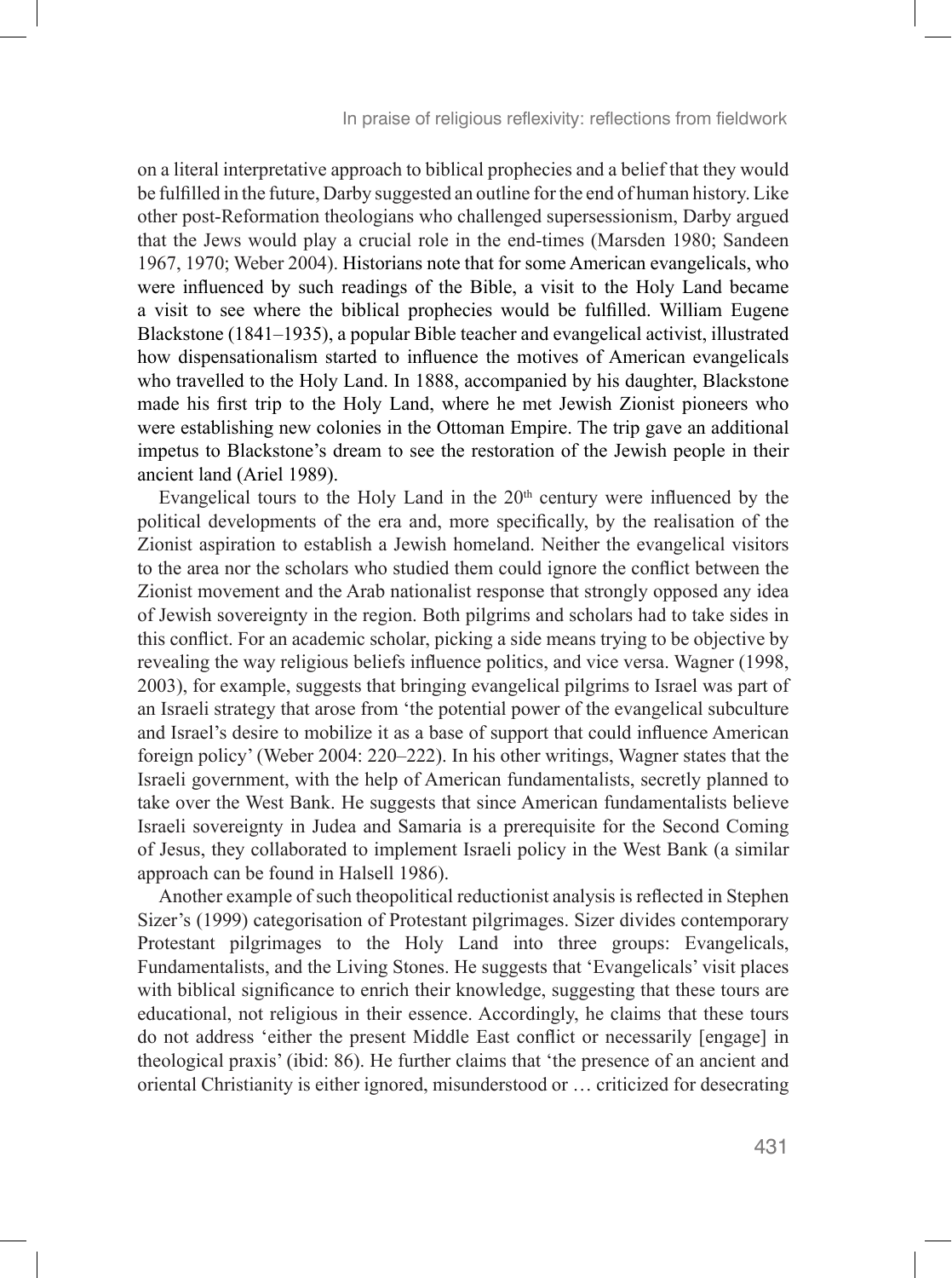on a literal interpretative approach to biblical prophecies and a belief that they would be fulfilled in the future, Darby suggested an outline for the end of human history. Like other post-Reformation theologians who challenged supersessionism, Darby argued that the Jews would play a crucial role in the end-times (Marsden 1980; Sandeen 1967, 1970; Weber 2004). Historians note that for some American evangelicals, who were influenced by such readings of the Bible, a visit to the Holy Land became a visit to see where the biblical prophecies would be fulfilled. William Eugene Blackstone (1841–1935), a popular Bible teacher and evangelical activist, illustrated how dispensationalism started to influence the motives of American evangelicals who travelled to the Holy Land. In 1888, accompanied by his daughter, Blackstone made his first trip to the Holy Land, where he met Jewish Zionist pioneers who were establishing new colonies in the Ottoman Empire. The trip gave an additional impetus to Blackstone's dream to see the restoration of the Jewish people in their ancient land (Ariel 1989).

Evangelical tours to the Holy Land in the 20th century were influenced by the political developments of the era and, more specifically, by the realisation of the Zionist aspiration to establish a Jewish homeland. Neither the evangelical visitors to the area nor the scholars who studied them could ignore the conflict between the Zionist movement and the Arab nationalist response that strongly opposed any idea of Jewish sovereignty in the region. Both pilgrims and scholars had to take sides in this conflict. For an academic scholar, picking a side means trying to be objective by revealing the way religious beliefs influence politics, and vice versa. Wagner (1998, 2003), for example, suggests that bringing evangelical pilgrims to Israel was part of an Israeli strategy that arose from 'the potential power of the evangelical subculture and Israel's desire to mobilize it as a base of support that could influence American foreign policy' (Weber 2004: 220–222). In his other writings, Wagner states that the Israeli government, with the help of American fundamentalists, secretly planned to take over the West Bank. He suggests that since American fundamentalists believe Israeli sovereignty in Judea and Samaria is a prerequisite for the Second Coming of Jesus, they collaborated to implement Israeli policy in the West Bank (a similar approach can be found in Halsell 1986).

Another example of such theopolitical reductionist analysis is reflected in Stephen Sizer's (1999) categorisation of Protestant pilgrimages. Sizer divides contemporary Protestant pilgrimages to the Holy Land into three groups: Evangelicals, Fundamentalists, and the Living Stones. He suggests that 'Evangelicals' visit places with biblical significance to enrich their knowledge, suggesting that these tours are educational, not religious in their essence. Accordingly, he claims that these tours do not address 'either the present Middle East conflict or necessarily [engage] in theological praxis' (ibid: 86). He further claims that 'the presence of an ancient and oriental Christianity is either ignored, misunderstood or … criticized for desecrating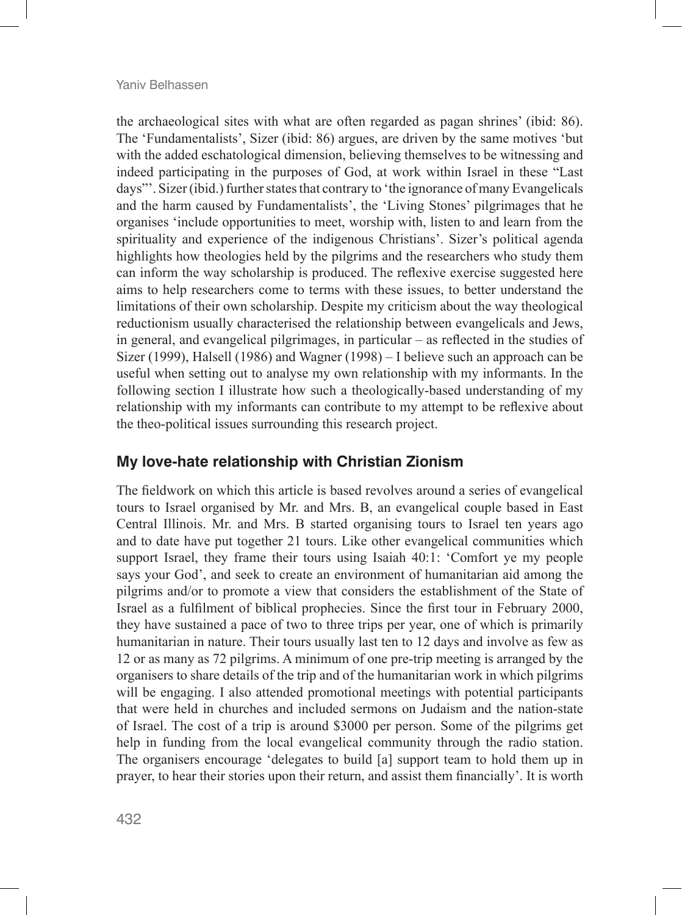the archaeological sites with what are often regarded as pagan shrines' (ibid: 86). The 'Fundamentalists', Sizer (ibid: 86) argues, are driven by the same motives 'but with the added eschatological dimension, believing themselves to be witnessing and indeed participating in the purposes of God, at work within Israel in these "Last days"'. Sizer (ibid.) further states that contrary to 'the ignorance of many Evangelicals and the harm caused by Fundamentalists', the 'Living Stones' pilgrimages that he organises 'include opportunities to meet, worship with, listen to and learn from the spirituality and experience of the indigenous Christians'. Sizer's political agenda highlights how theologies held by the pilgrims and the researchers who study them can inform the way scholarship is produced. The reflexive exercise suggested here aims to help researchers come to terms with these issues, to better understand the limitations of their own scholarship. Despite my criticism about the way theological reductionism usually characterised the relationship between evangelicals and Jews, in general, and evangelical pilgrimages, in particular – as reflected in the studies of Sizer (1999), Halsell (1986) and Wagner (1998) – I believe such an approach can be useful when setting out to analyse my own relationship with my informants. In the following section I illustrate how such a theologically-based understanding of my relationship with my informants can contribute to my attempt to be reflexive about the theo-political issues surrounding this research project.

## My love-hate relationship with Christian Zionism

The fieldwork on which this article is based revolves around a series of evangelical tours to Israel organised by Mr. and Mrs. B, an evangelical couple based in East Central Illinois. Mr. and Mrs. B started organising tours to Israel ten years ago and to date have put together 21 tours. Like other evangelical communities which support Israel, they frame their tours using Isaiah 40:1: 'Comfort ye my people says your God', and seek to create an environment of humanitarian aid among the pilgrims and/or to promote a view that considers the establishment of the State of Israel as a fulfilment of biblical prophecies. Since the first tour in February 2000, they have sustained a pace of two to three trips per year, one of which is primarily humanitarian in nature. Their tours usually last ten to 12 days and involve as few as 12 or as many as 72 pilgrims. A minimum of one pre-trip meeting is arranged by the organisers to share details of the trip and of the humanitarian work in which pilgrims will be engaging. I also attended promotional meetings with potential participants that were held in churches and included sermons on Judaism and the nation-state of Israel. The cost of a trip is around $3000 per person. Some of the pilgrims get help in funding from the local evangelical community through the radio station. The organisers encourage 'delegates to build [a] support team to hold them up in prayer, to hear their stories upon their return, and assist them financially'. It is worth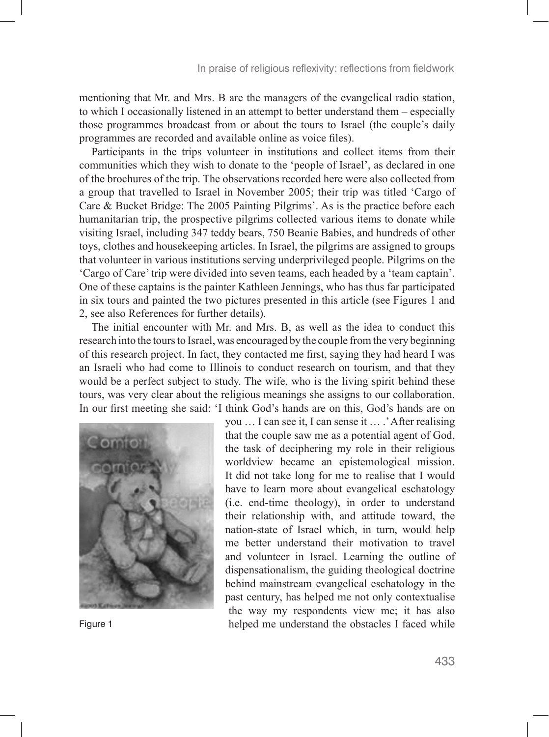mentioning that Mr. and Mrs. B are the managers of the evangelical radio station, to which I occasionally listened in an attempt to better understand them – especially those programmes broadcast from or about the tours to Israel (the couple's daily programmes are recorded and available online as voice files).

Participants in the trips volunteer in institutions and collect items from their communities which they wish to donate to the 'people of Israel', as declared in one of the brochures of the trip. The observations recorded here were also collected from a group that travelled to Israel in November 2005; their trip was titled 'Cargo of Care & Bucket Bridge: The 2005 Painting Pilgrims'. As is the practice before each humanitarian trip, the prospective pilgrims collected various items to donate while visiting Israel, including 347 teddy bears, 750 Beanie Babies, and hundreds of other toys, clothes and housekeeping articles. In Israel, the pilgrims are assigned to groups that volunteer in various institutions serving underprivileged people. Pilgrims on the 'Cargo of Care' trip were divided into seven teams, each headed by a 'team captain'. One of these captains is the painter Kathleen Jennings, who has thus far participated in six tours and painted the two pictures presented in this article (see Figures 1 and 2, see also References for further details).

The initial encounter with Mr. and Mrs. B, as well as the idea to conduct this research into the tours to Israel, was encouraged by the couple from the very beginning of this research project. In fact, they contacted me first, saying they had heard I was an Israeli who had come to Illinois to conduct research on tourism, and that they would be a perfect subject to study. The wife, who is the living spirit behind these tours, was very clear about the religious meanings she assigns to our collaboration. In our first meeting she said: 'I think God's hands are on this, God's hands are on you … I can see it, I can sense it … .' After realising that the couple saw me as a potential agent of God, the task of deciphering my role in their religious worldview became an epistemological mission. It did not take long for me to realise that I would have to learn more about evangelical eschatology (i.e. end-time theology), in order to understand their relationship with, and attitude toward, the nation-state of Israel which, in turn, would help me better understand their motivation to travel and volunteer in Israel. Learning the outline of dispensationalism, the guiding theological doctrine behind mainstream evangelical eschatology in the past century, has helped me not only contextualise the way my respondents view me; it has also helped me understand the obstacles I faced while

Figure 1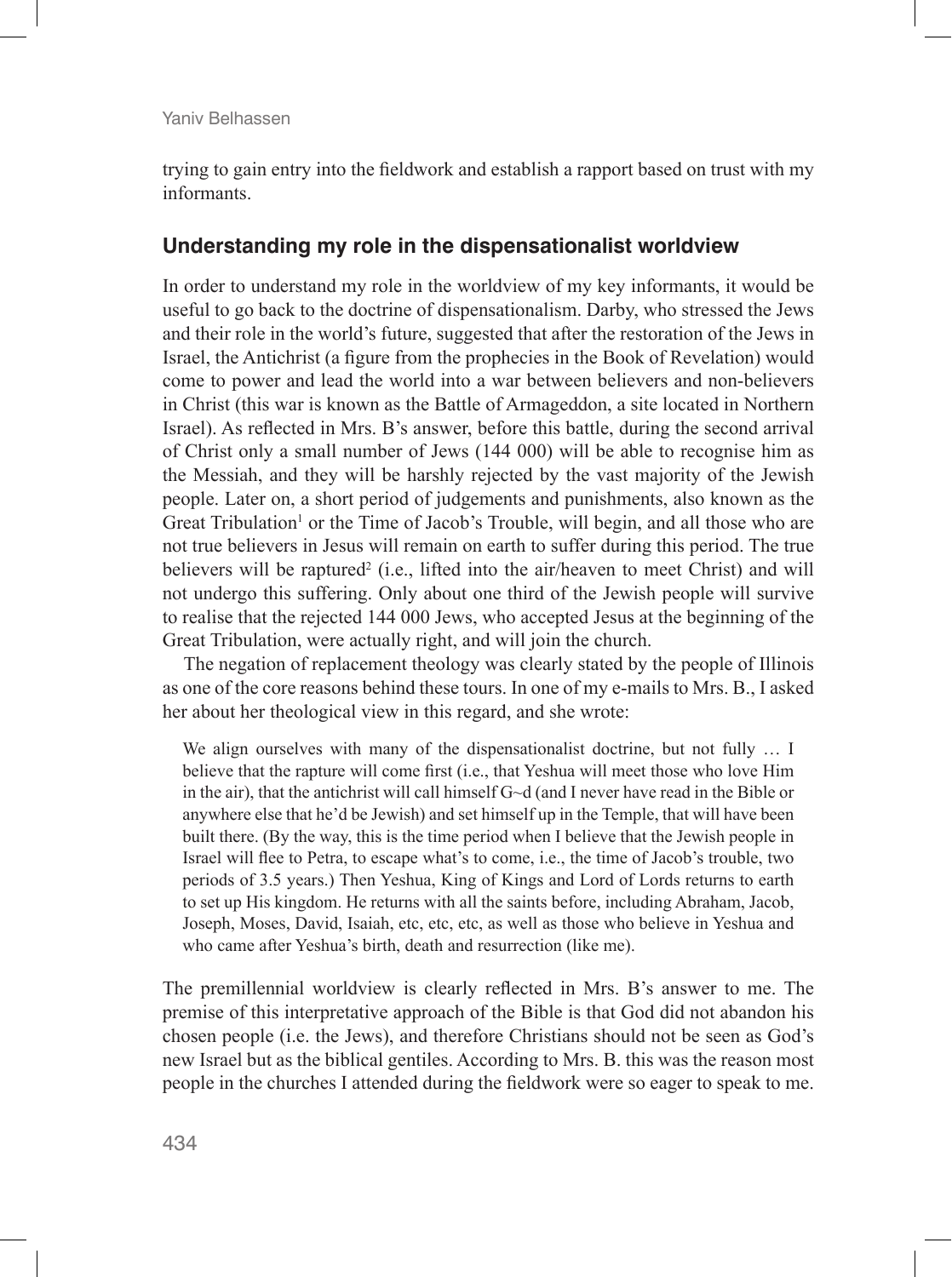trying to gain entry into the fieldwork and establish a rapport based on trust with my informants.

## Understanding my role in the dispensationalist worldview

In order to understand my role in the worldview of my key informants, it would be useful to go back to the doctrine of dispensationalism. Darby, who stressed the Jews and their role in the world's future, suggested that after the restoration of the Jews in Israel, the Antichrist (a figure from the prophecies in the Book of Revelation) would come to power and lead the world into a war between believers and non-believers in Christ (this war is known as the Battle of Armageddon, a site located in Northern Israel). As reflected in Mrs. B's answer, before this battle, during the second arrival of Christ only a small number of Jews (144 000) will be able to recognise him as the Messiah, and they will be harshly rejected by the vast majority of the Jewish people. Later on, a short period of judgements and punishments, also known as the Great Tribulation[1] or the Time of Jacob's Trouble, will begin, and all those who are not true believers in Jesus will remain on earth to suffer during this period. The true believers will be raptured[2] (i.e., lifted into the air/heaven to meet Christ) and will not undergo this suffering. Only about one third of the Jewish people will survive to realise that the rejected 144 000 Jews, who accepted Jesus at the beginning of the Great Tribulation, were actually right, and will join the church.

The negation of replacement theology was clearly stated by the people of Illinois as one of the core reasons behind these tours. In one of my e-mails to Mrs. B., I asked her about her theological view in this regard, and she wrote:

> We align ourselves with many of the dispensationalist doctrine, but not fully … I believe that the rapture will come first (i.e., that Yeshua will meet those who love Him in the air), that the antichrist will call himself G~d (and I never have read in the Bible or anywhere else that he'd be Jewish) and set himself up in the Temple, that will have been built there. (By the way, this is the time period when I believe that the Jewish people in Israel will flee to Petra, to escape what's to come, i.e., the time of Jacob's trouble, two periods of 3.5 years.) Then Yeshua, King of Kings and Lord of Lords returns to earth to set up His kingdom. He returns with all the saints before, including Abraham, Jacob, Joseph, Moses, David, Isaiah, etc, etc, etc, as well as those who believe in Yeshua and who came after Yeshua's birth, death and resurrection (like me).

The premillennial worldview is clearly reflected in Mrs. B's answer to me. The premise of this interpretative approach of the Bible is that God did not abandon his chosen people (i.e. the Jews), and therefore Christians should not be seen as God's new Israel but as the biblical gentiles. According to Mrs. B. this was the reason most people in the churches I attended during the fieldwork were so eager to speak to me.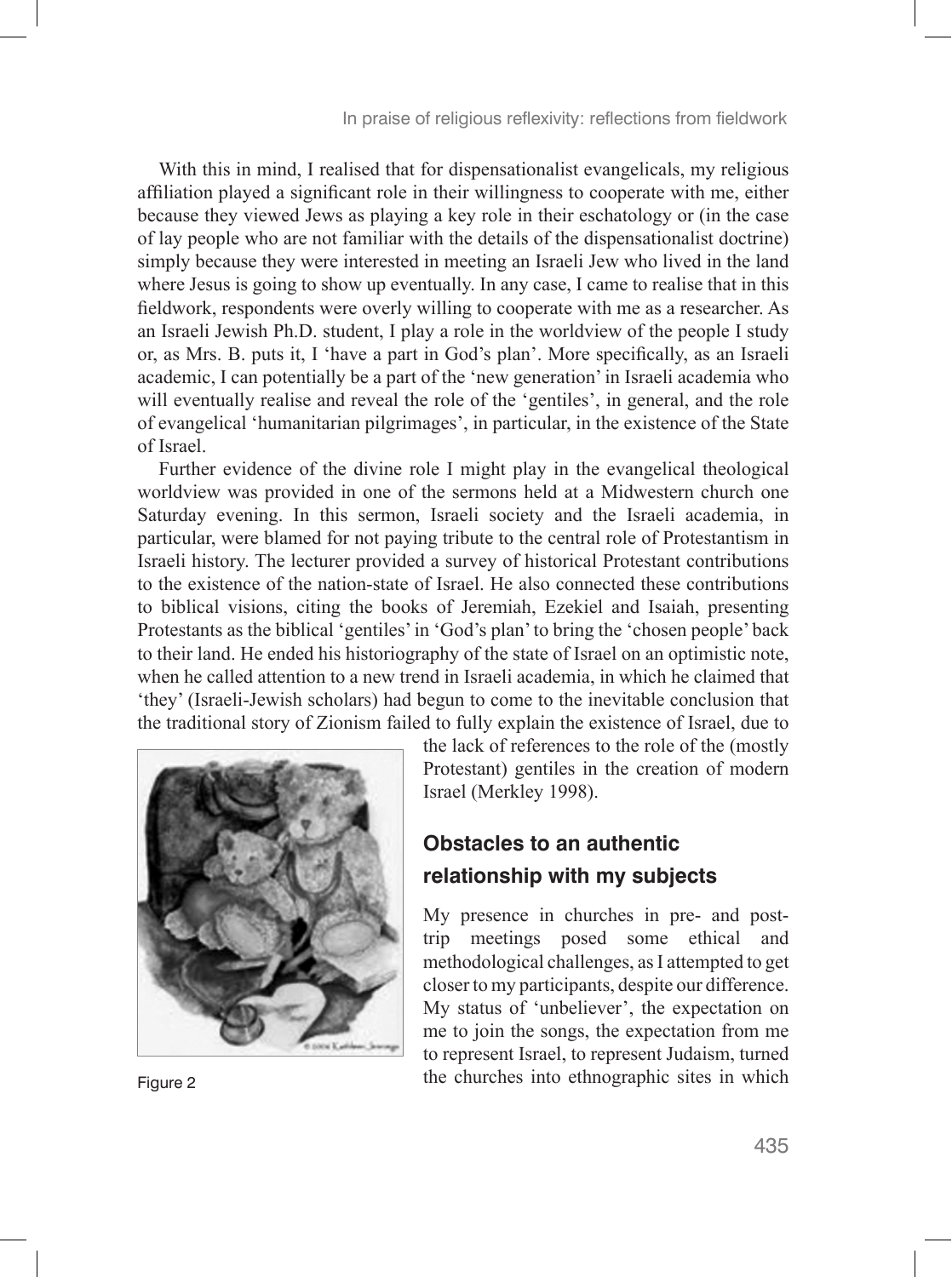With this in mind, I realised that for dispensationalist evangelicals, my religious affiliation played a significant role in their willingness to cooperate with me, either because they viewed Jews as playing a key role in their eschatology or (in the case of lay people who are not familiar with the details of the dispensationalist doctrine) simply because they were interested in meeting an Israeli Jew who lived in the land where Jesus is going to show up eventually. In any case, I came to realise that in this fieldwork, respondents were overly willing to cooperate with me as a researcher. As an Israeli Jewish Ph.D. student, I play a role in the worldview of the people I study or, as Mrs. B. puts it, I 'have a part in God's plan'. More specifically, as an Israeli academic, I can potentially be a part of the 'new generation' in Israeli academia who will eventually realise and reveal the role of the 'gentiles', in general, and the role of evangelical 'humanitarian pilgrimages', in particular, in the existence of the State of Israel.

Further evidence of the divine role I might play in the evangelical theological worldview was provided in one of the sermons held at a Midwestern church one Saturday evening. In this sermon, Israeli society and the Israeli academia, in particular, were blamed for not paying tribute to the central role of Protestantism in Israeli history. The lecturer provided a survey of historical Protestant contributions to the existence of the nation-state of Israel. He also connected these contributions to biblical visions, citing the books of Jeremiah, Ezekiel and Isaiah, presenting Protestants as the biblical 'gentiles' in 'God's plan' to bring the 'chosen people' back to their land. He ended his historiography of the state of Israel on an optimistic note, when he called attention to a new trend in Israeli academia, in which he claimed that 'they' (Israeli-Jewish scholars) had begun to come to the inevitable conclusion that the traditional story of Zionism failed to fully explain the existence of Israel, due to the lack of references to the role of the (mostly Protestant) gentiles in the creation of modern Israel (Merkley 1998).

Figure 2

## Obstacles to an authentic relationship with my subjects

My presence in churches in pre- and post-trip meetings posed some ethical and methodological challenges, as I attempted to get closer to my participants, despite our difference. My status of 'unbeliever', the expectation on me to join the songs, the expectation from me to represent Israel, to represent Judaism, turned the churches into ethnographic sites in which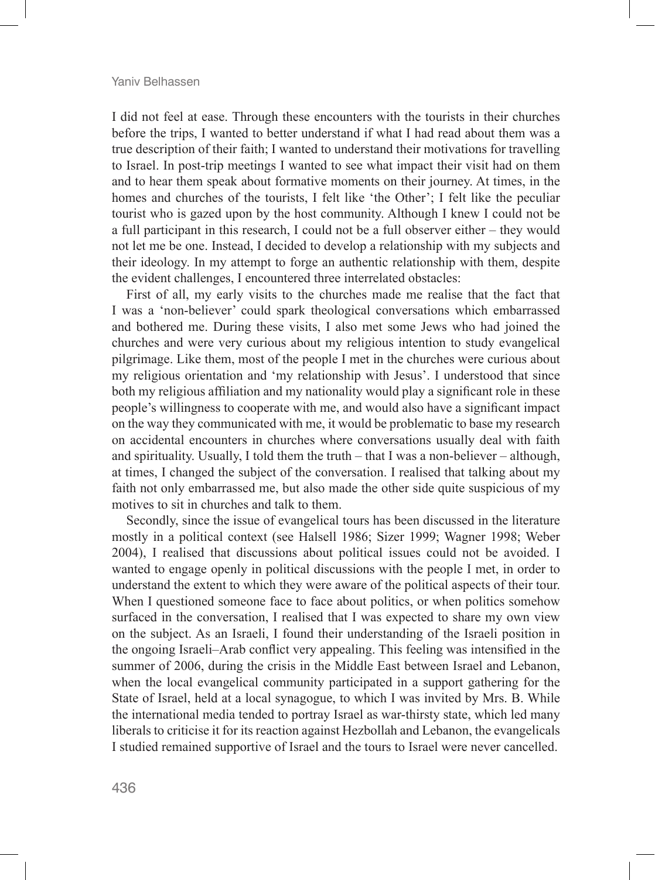I did not feel at ease. Through these encounters with the tourists in their churches before the trips, I wanted to better understand if what I had read about them was a true description of their faith; I wanted to understand their motivations for travelling to Israel. In post-trip meetings I wanted to see what impact their visit had on them and to hear them speak about formative moments on their journey. At times, in the homes and churches of the tourists, I felt like 'the Other'; I felt like the peculiar tourist who is gazed upon by the host community. Although I knew I could not be a full participant in this research, I could not be a full observer either – they would not let me be one. Instead, I decided to develop a relationship with my subjects and their ideology. In my attempt to forge an authentic relationship with them, despite the evident challenges, I encountered three interrelated obstacles:

First of all, my early visits to the churches made me realise that the fact that I was a 'non-believer' could spark theological conversations which embarrassed and bothered me. During these visits, I also met some Jews who had joined the churches and were very curious about my religious intention to study evangelical pilgrimage. Like them, most of the people I met in the churches were curious about my religious orientation and 'my relationship with Jesus'. I understood that since both my religious affiliation and my nationality would play a significant role in these people's willingness to cooperate with me, and would also have a significant impact on the way they communicated with me, it would be problematic to base my research on accidental encounters in churches where conversations usually deal with faith and spirituality. Usually, I told them the truth – that I was a non-believer – although, at times, I changed the subject of the conversation. I realised that talking about my faith not only embarrassed me, but also made the other side quite suspicious of my motives to sit in churches and talk to them.

Secondly, since the issue of evangelical tours has been discussed in the literature mostly in a political context (see Halsell 1986; Sizer 1999; Wagner 1998; Weber 2004), I realised that discussions about political issues could not be avoided. I wanted to engage openly in political discussions with the people I met, in order to understand the extent to which they were aware of the political aspects of their tour. When I questioned someone face to face about politics, or when politics somehow surfaced in the conversation, I realised that I was expected to share my own view on the subject. As an Israeli, I found their understanding of the Israeli position in the ongoing Israeli–Arab conflict very appealing. This feeling was intensified in the summer of 2006, during the crisis in the Middle East between Israel and Lebanon, when the local evangelical community participated in a support gathering for the State of Israel, held at a local synagogue, to which I was invited by Mrs. B. While the international media tended to portray Israel as war-thirsty state, which led many liberals to criticise it for its reaction against Hezbollah and Lebanon, the evangelicals I studied remained supportive of Israel and the tours to Israel were never cancelled.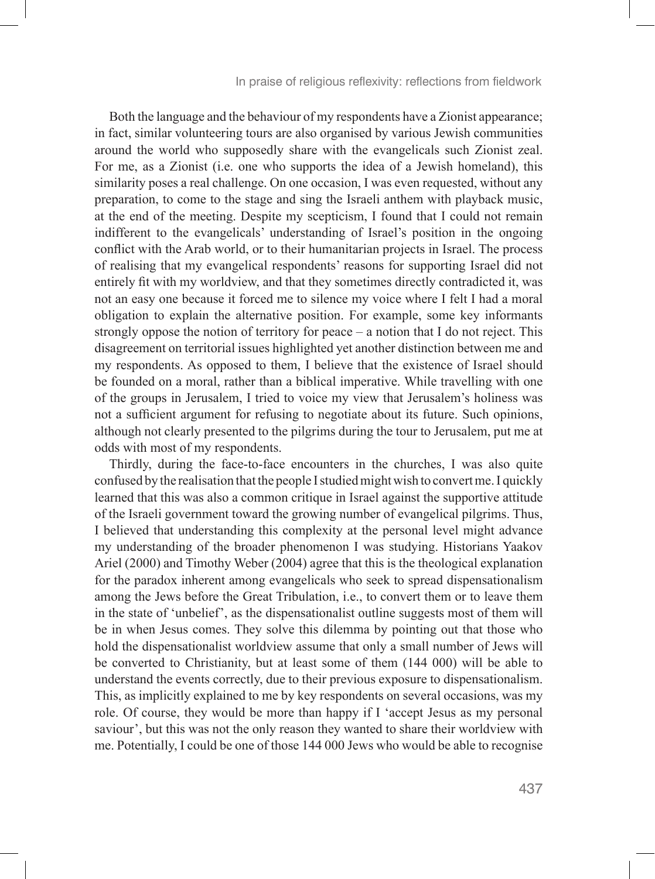Both the language and the behaviour of my respondents have a Zionist appearance; in fact, similar volunteering tours are also organised by various Jewish communities around the world who supposedly share with the evangelicals such Zionist zeal. For me, as a Zionist (i.e. one who supports the idea of a Jewish homeland), this similarity poses a real challenge. On one occasion, I was even requested, without any preparation, to come to the stage and sing the Israeli anthem with playback music, at the end of the meeting. Despite my scepticism, I found that I could not remain indifferent to the evangelicals' understanding of Israel's position in the ongoing conflict with the Arab world, or to their humanitarian projects in Israel. The process of realising that my evangelical respondents' reasons for supporting Israel did not entirely fit with my worldview, and that they sometimes directly contradicted it, was not an easy one because it forced me to silence my voice where I felt I had a moral obligation to explain the alternative position. For example, some key informants strongly oppose the notion of territory for peace – a notion that I do not reject. This disagreement on territorial issues highlighted yet another distinction between me and my respondents. As opposed to them, I believe that the existence of Israel should be founded on a moral, rather than a biblical imperative. While travelling with one of the groups in Jerusalem, I tried to voice my view that Jerusalem's holiness was not a sufficient argument for refusing to negotiate about its future. Such opinions, although not clearly presented to the pilgrims during the tour to Jerusalem, put me at odds with most of my respondents.

Thirdly, during the face-to-face encounters in the churches, I was also quite confused by the realisation that the people I studied might wish to convert me. I quickly learned that this was also a common critique in Israel against the supportive attitude of the Israeli government toward the growing number of evangelical pilgrims. Thus, I believed that understanding this complexity at the personal level might advance my understanding of the broader phenomenon I was studying. Historians Yaakov Ariel (2000) and Timothy Weber (2004) agree that this is the theological explanation for the paradox inherent among evangelicals who seek to spread dispensationalism among the Jews before the Great Tribulation, i.e., to convert them or to leave them in the state of 'unbelief', as the dispensationalist outline suggests most of them will be in when Jesus comes. They solve this dilemma by pointing out that those who hold the dispensationalist worldview assume that only a small number of Jews will be converted to Christianity, but at least some of them (144 000) will be able to understand the events correctly, due to their previous exposure to dispensationalism. This, as implicitly explained to me by key respondents on several occasions, was my role. Of course, they would be more than happy if I 'accept Jesus as my personal saviour', but this was not the only reason they wanted to share their worldview with me. Potentially, I could be one of those 144 000 Jews who would be able to recognise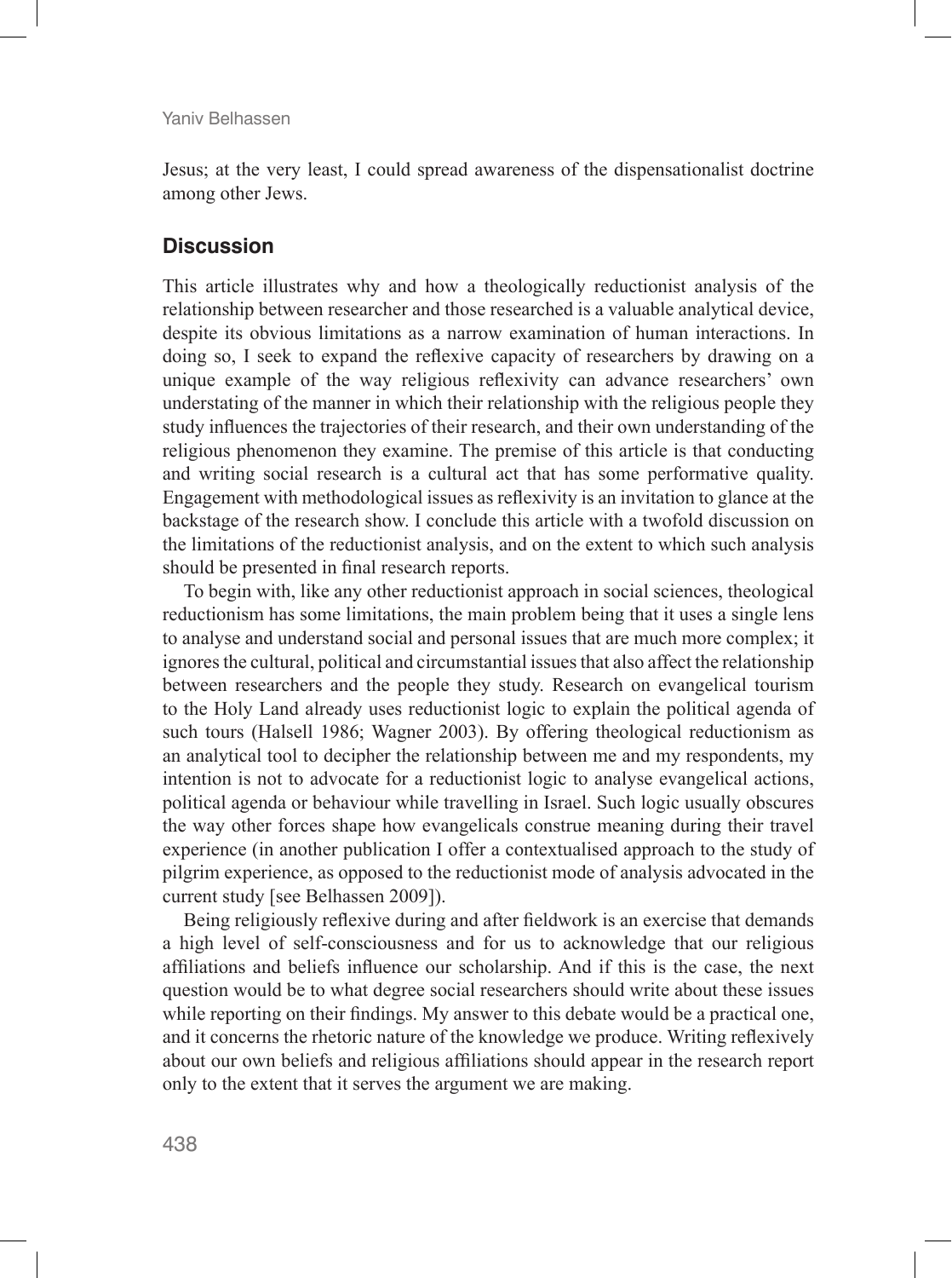Jesus; at the very least, I could spread awareness of the dispensationalist doctrine among other Jews.

## Discussion

This article illustrates why and how a theologically reductionist analysis of the relationship between researcher and those researched is a valuable analytical device, despite its obvious limitations as a narrow examination of human interactions. In doing so, I seek to expand the reflexive capacity of researchers by drawing on a unique example of the way religious reflexivity can advance researchers' own understating of the manner in which their relationship with the religious people they study influences the trajectories of their research, and their own understanding of the religious phenomenon they examine. The premise of this article is that conducting and writing social research is a cultural act that has some performative quality. Engagement with methodological issues as reflexivity is an invitation to glance at the backstage of the research show. I conclude this article with a twofold discussion on the limitations of the reductionist analysis, and on the extent to which such analysis should be presented in final research reports.

To begin with, like any other reductionist approach in social sciences, theological reductionism has some limitations, the main problem being that it uses a single lens to analyse and understand social and personal issues that are much more complex; it ignores the cultural, political and circumstantial issues that also affect the relationship between researchers and the people they study. Research on evangelical tourism to the Holy Land already uses reductionist logic to explain the political agenda of such tours (Halsell 1986; Wagner 2003). By offering theological reductionism as an analytical tool to decipher the relationship between me and my respondents, my intention is not to advocate for a reductionist logic to analyse evangelical actions, political agenda or behaviour while travelling in Israel. Such logic usually obscures the way other forces shape how evangelicals construe meaning during their travel experience (in another publication I offer a contextualised approach to the study of pilgrim experience, as opposed to the reductionist mode of analysis advocated in the current study [see Belhassen 2009]).

Being religiously reflexive during and after fieldwork is an exercise that demands a high level of self-consciousness and for us to acknowledge that our religious affiliations and beliefs influence our scholarship. And if this is the case, the next question would be to what degree social researchers should write about these issues while reporting on their findings. My answer to this debate would be a practical one, and it concerns the rhetoric nature of the knowledge we produce. Writing reflexively about our own beliefs and religious affiliations should appear in the research report only to the extent that it serves the argument we are making.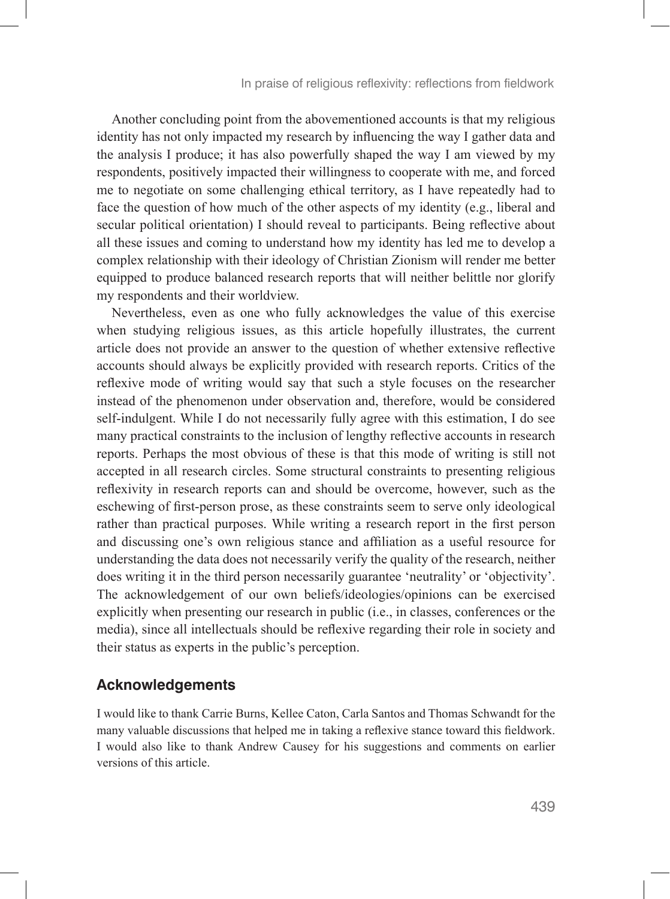Another concluding point from the abovementioned accounts is that my religious identity has not only impacted my research by influencing the way I gather data and the analysis I produce; it has also powerfully shaped the way I am viewed by my respondents, positively impacted their willingness to cooperate with me, and forced me to negotiate on some challenging ethical territory, as I have repeatedly had to face the question of how much of the other aspects of my identity (e.g., liberal and secular political orientation) I should reveal to participants. Being reflective about all these issues and coming to understand how my identity has led me to develop a complex relationship with their ideology of Christian Zionism will render me better equipped to produce balanced research reports that will neither belittle nor glorify my respondents and their worldview.

Nevertheless, even as one who fully acknowledges the value of this exercise when studying religious issues, as this article hopefully illustrates, the current article does not provide an answer to the question of whether extensive reflective accounts should always be explicitly provided with research reports. Critics of the reflexive mode of writing would say that such a style focuses on the researcher instead of the phenomenon under observation and, therefore, would be considered self-indulgent. While I do not necessarily fully agree with this estimation, I do see many practical constraints to the inclusion of lengthy reflective accounts in research reports. Perhaps the most obvious of these is that this mode of writing is still not accepted in all research circles. Some structural constraints to presenting religious reflexivity in research reports can and should be overcome, however, such as the eschewing of first-person prose, as these constraints seem to serve only ideological rather than practical purposes. While writing a research report in the first person and discussing one's own religious stance and affiliation as a useful resource for understanding the data does not necessarily verify the quality of the research, neither does writing it in the third person necessarily guarantee 'neutrality' or 'objectivity'. The acknowledgement of our own beliefs/ideologies/opinions can be exercised explicitly when presenting our research in public (i.e., in classes, conferences or the media), since all intellectuals should be reflexive regarding their role in society and their status as experts in the public's perception.

## Acknowledgements

I would like to thank Carrie Burns, Kellee Caton, Carla Santos and Thomas Schwandt for the many valuable discussions that helped me in taking a reflexive stance toward this fieldwork. I would also like to thank Andrew Causey for his suggestions and comments on earlier versions of this article.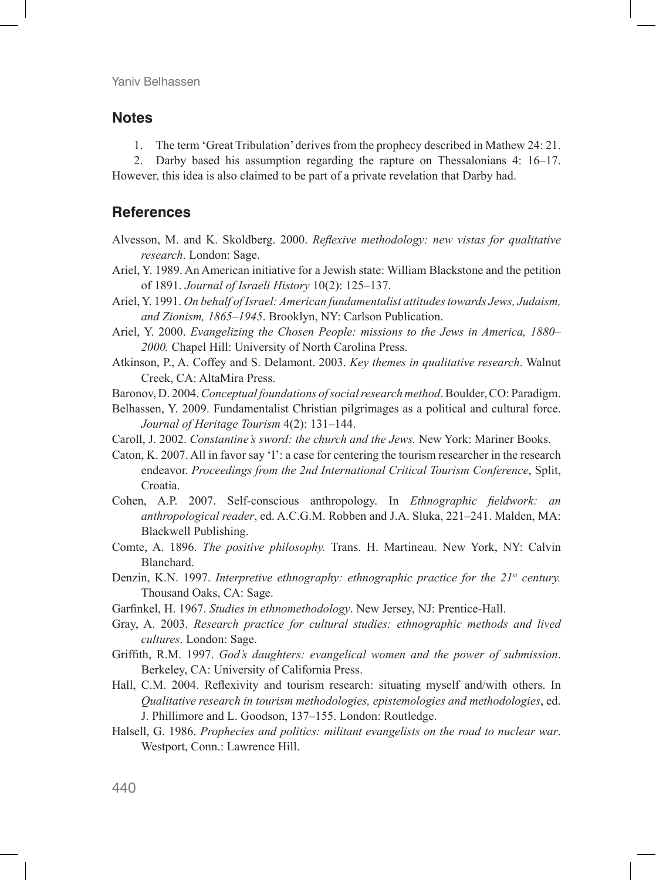## Notes

1. The term 'Great Tribulation' derives from the prophecy described in Mathew 24: 21.
2. Darby based his assumption regarding the rapture on Thessalonians 4: 16–17. However, this idea is also claimed to be part of a private revelation that Darby had.

## References

Alvesson, M. and K. Skoldberg. 2000. *Reflexive methodology: new vistas for qualitative research*. London: Sage.

Ariel, Y. 1989. An American initiative for a Jewish state: William Blackstone and the petition of 1891. *Journal of Israeli History* 10(2): 125–137.

Ariel, Y. 1991. *On behalf of Israel: American fundamentalist attitudes towards Jews, Judaism, and Zionism, 1865–1945*. Brooklyn, NY: Carlson Publication.

Ariel, Y. 2000. *Evangelizing the Chosen People: missions to the Jews in America, 1880–2000.* Chapel Hill: University of North Carolina Press.

Atkinson, P., A. Coffey and S. Delamont. 2003. *Key themes in qualitative research*. Walnut Creek, CA: AltaMira Press.

Baronov, D. 2004. *Conceptual foundations of social research method*. Boulder, CO: Paradigm.

Belhassen, Y. 2009. Fundamentalist Christian pilgrimages as a political and cultural force. *Journal of Heritage Tourism* 4(2): 131–144.

Caroll, J. 2002. *Constantine's sword: the church and the Jews.* New York: Mariner Books.

Caton, K. 2007. All in favor say 'I': a case for centering the tourism researcher in the research endeavor. *Proceedings from the 2nd International Critical Tourism Conference*, Split, Croatia.

Cohen, A.P. 2007. Self-conscious anthropology. In *Ethnographic fieldwork: an anthropological reader*, ed. A.C.G.M. Robben and J.A. Sluka, 221–241. Malden, MA: Blackwell Publishing.

Comte, A. 1896. *The positive philosophy.* Trans. H. Martineau. New York, NY: Calvin Blanchard.

Denzin, K.N. 1997. *Interpretive ethnography: ethnographic practice for the 21st century.* Thousand Oaks, CA: Sage.

Garfinkel, H. 1967. *Studies in ethnomethodology*. New Jersey, NJ: Prentice-Hall.

Gray, A. 2003. *Research practice for cultural studies: ethnographic methods and lived cultures*. London: Sage.

Griffith, R.M. 1997. *God's daughters: evangelical women and the power of submission*. Berkeley, CA: University of California Press.

Hall, C.M. 2004. Reflexivity and tourism research: situating myself and/with others. In *Qualitative research in tourism methodologies, epistemologies and methodologies*, ed. J. Phillimore and L. Goodson, 137–155. London: Routledge.

Halsell, G. 1986. *Prophecies and politics: militant evangelists on the road to nuclear war*. Westport, Conn.: Lawrence Hill.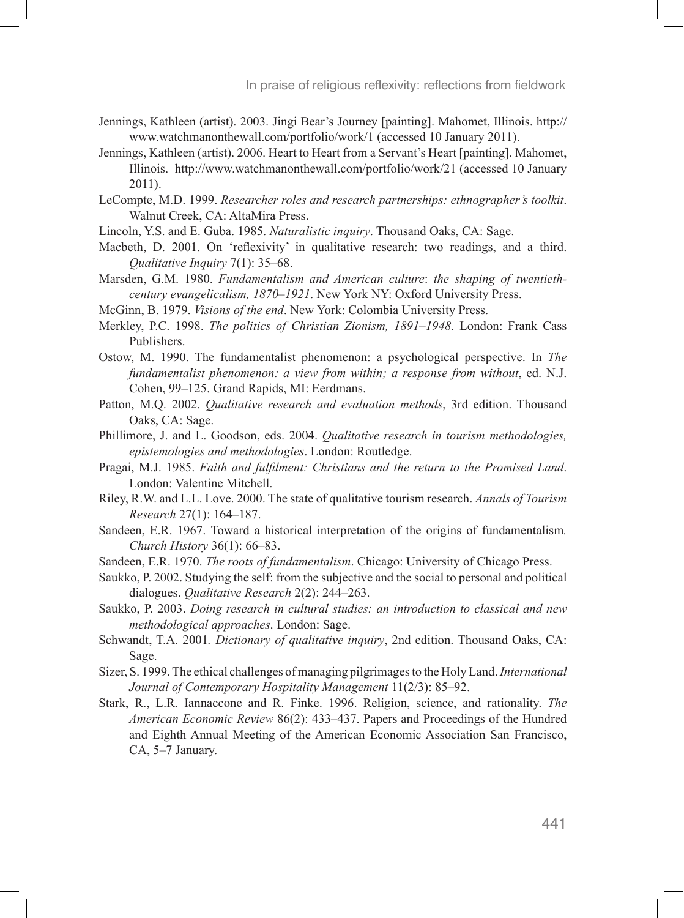Jennings, Kathleen (artist). 2003. Jingi Bear's Journey [painting]. Mahomet, Illinois. http://www.watchmanonthewall.com/portfolio/work/1 (accessed 10 January 2011).

Jennings, Kathleen (artist). 2006. Heart to Heart from a Servant's Heart [painting]. Mahomet, Illinois. http://www.watchmanonthewall.com/portfolio/work/21 (accessed 10 January 2011).

LeCompte, M.D. 1999. *Researcher roles and research partnerships: ethnographer's toolkit*. Walnut Creek, CA: AltaMira Press.

Lincoln, Y.S. and E. Guba. 1985. *Naturalistic inquiry*. Thousand Oaks, CA: Sage.

Macbeth, D. 2001. On 'reflexivity' in qualitative research: two readings, and a third. *Qualitative Inquiry* 7(1): 35–68.

Marsden, G.M. 1980. *Fundamentalism and American culture*: *the shaping of twentieth-century evangelicalism, 1870–1921*. New York NY: Oxford University Press.

McGinn, B. 1979. *Visions of the end*. New York: Colombia University Press.

Merkley, P.C. 1998. *The politics of Christian Zionism, 1891–1948*. London: Frank Cass Publishers.

Ostow, M. 1990. The fundamentalist phenomenon: a psychological perspective. In *The fundamentalist phenomenon: a view from within; a response from without*, ed. N.J. Cohen, 99–125. Grand Rapids, MI: Eerdmans.

Patton, M.Q. 2002. *Qualitative research and evaluation methods*, 3rd edition. Thousand Oaks, CA: Sage.

Phillimore, J. and L. Goodson, eds. 2004. *Qualitative research in tourism methodologies, epistemologies and methodologies*. London: Routledge.

Pragai, M.J. 1985. *Faith and fulfilment: Christians and the return to the Promised Land*. London: Valentine Mitchell.

Riley, R.W. and L.L. Love. 2000. The state of qualitative tourism research. *Annals of Tourism Research* 27(1): 164–187.

Sandeen, E.R. 1967. Toward a historical interpretation of the origins of fundamentalism*. Church History* 36(1): 66–83.

Sandeen, E.R. 1970. *The roots of fundamentalism*. Chicago: University of Chicago Press.

Saukko, P. 2002. Studying the self: from the subjective and the social to personal and political dialogues. *Qualitative Research* 2(2): 244–263.

Saukko, P. 2003. *Doing research in cultural studies: an introduction to classical and new methodological approaches*. London: Sage.

Schwandt, T.A. 2001*. Dictionary of qualitative inquiry*, 2nd edition. Thousand Oaks, CA: Sage.

Sizer, S. 1999. The ethical challenges of managing pilgrimages to the Holy Land. *International Journal of Contemporary Hospitality Management* 11(2/3): 85–92.

Stark, R., L.R. Iannaccone and R. Finke. 1996. Religion, science, and rationality. *The American Economic Review* 86(2): 433–437. Papers and Proceedings of the Hundred and Eighth Annual Meeting of the American Economic Association San Francisco, CA, 5–7 January.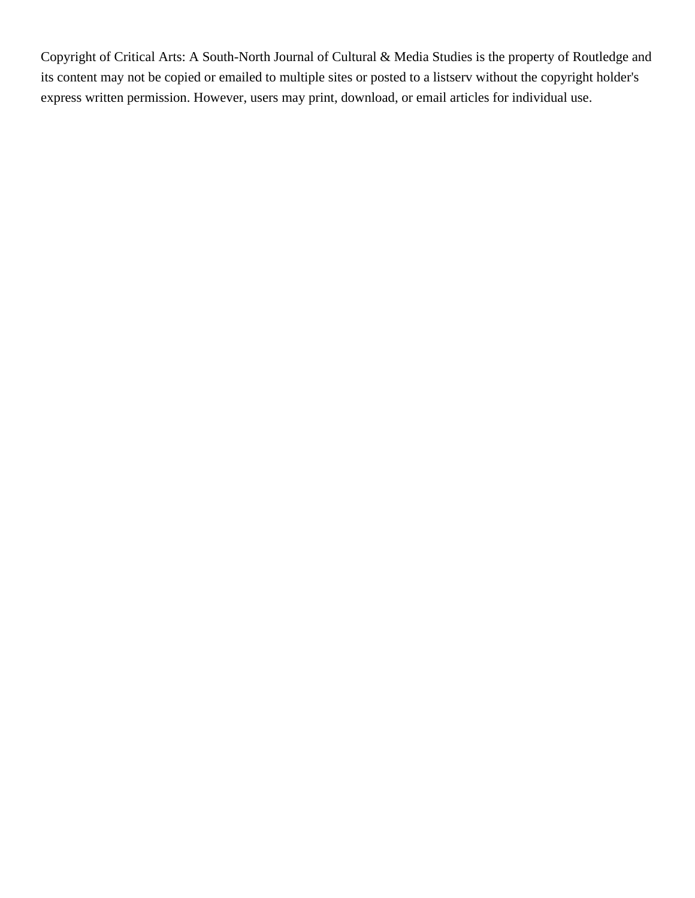Copyright of Critical Arts: A South-North Journal of Cultural & Media Studies is the property of Routledge and its content may not be copied or emailed to multiple sites or posted to a listserv without the copyright holder's express written permission. However, users may print, download, or email articles for individual use.